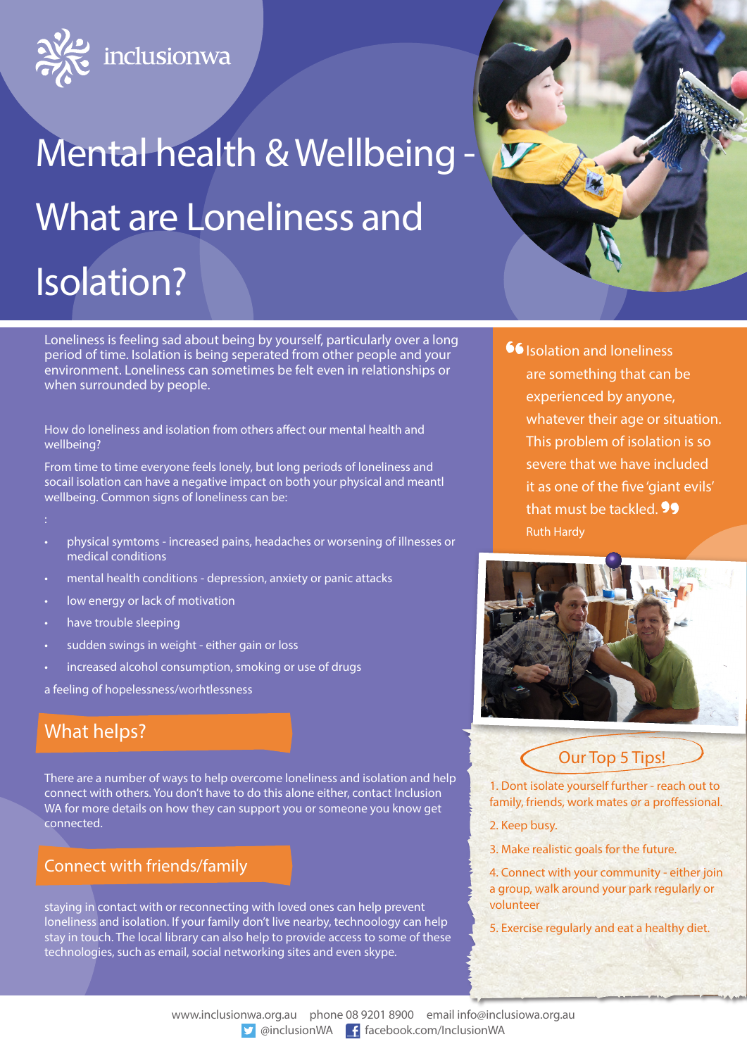inclusionwa

# Mental health & Wellbeing - What are Loneliness and Isolation?

Loneliness is feeling sad about being by yourself, particularly over a long period of time. Isolation is being seperated from other people and your environment. Loneliness can sometimes be felt even in relationships or when surrounded by people.

How do loneliness and isolation from others affect our mental health and wellbeing?

From time to time everyone feels lonely, but long periods of loneliness and socail isolation can have a negative impact on both your physical and meantl wellbeing. Common signs of loneliness can be:

:

- physical symtoms - increased pains, headaches or worsening of illnesses or medical conditions
- mental health conditions - depression, anxiety or panic attacks
- low energy or lack of motivation
- have trouble sleeping
- sudden swings in weight - either gain or loss
- increased alcohol consumption, smoking or use of drugs

a feeling of hopelessness/worhtlessness

## What helps?

There are a number of ways to help overcome loneliness and isolation and help connect with others. You don't have to do this alone either, contact Inclusion WA for more details on how they can support you or someone you know get connected.

## Connect with friends/family

staying in contact with or reconnecting with loved ones can help prevent loneliness and isolation. If your family don't live nearby, technoology can help stay in touch. The local library can also help to provide access to some of these technologies, such as email, social networking sites and even skype.

> "Isolation and loneliness are something that can be experienced by anyone, whatever their age or situation. This problem of isolation is so severe that we have included it as one of the five 'giant evils' that must be tackled."
>
> Ruth Hardy

## Our Top 5 Tips!

1. Dont isolate yourself further - reach out to family, friends, work mates or a proffessional.
2. Keep busy.
3. Make realistic goals for the future.
4. Connect with your community - either join a group, walk around your park regularly or volunteer
5. Exercise regularly and eat a healthy diet.

www.inclusionwa.org.au phone 08 9201 8900 email info@inclusiowa.org.au
@inclusionWA facebook.com/InclusionWA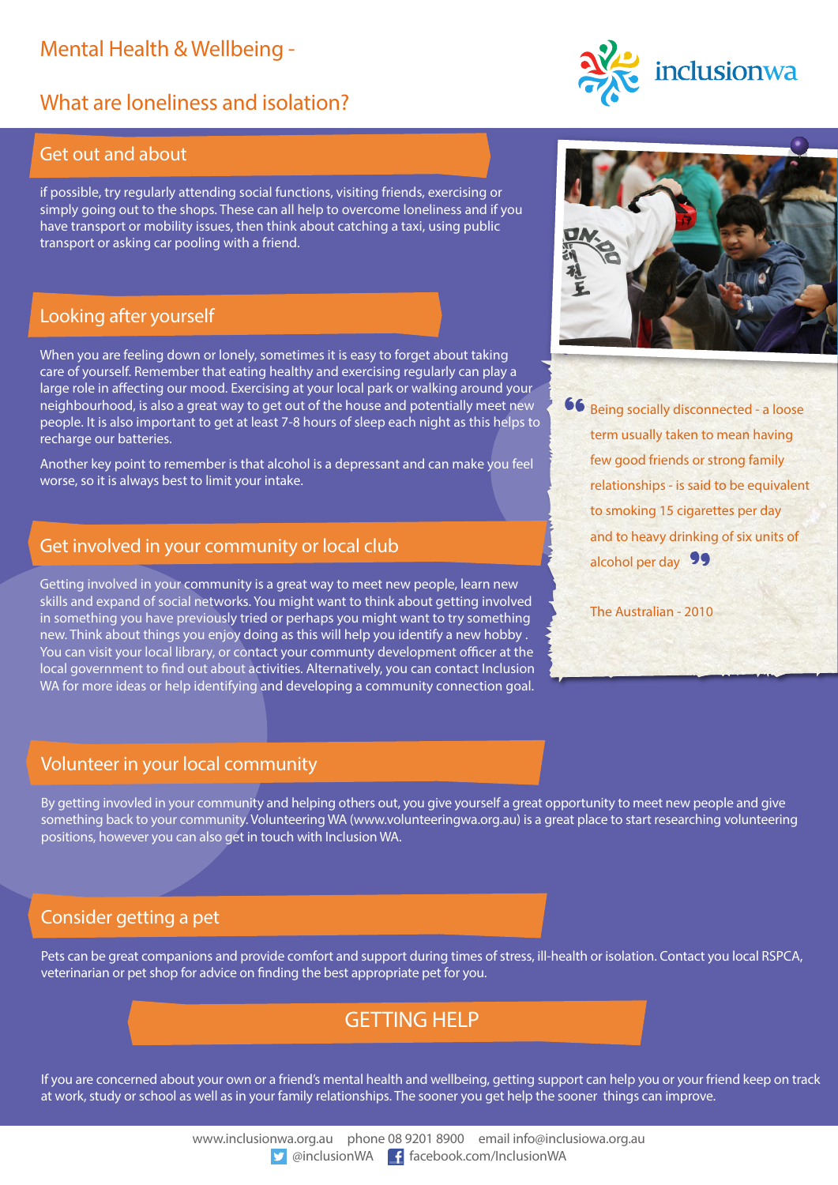# Mental Health & Wellbeing - 

## What are loneliness and isolation?

### Get out and about

if possible, try regularly attending social functions, visiting friends, exercising or simply going out to the shops. These can all help to overcome loneliness and if you have transport or mobility issues, then think about catching a taxi, using public transport or asking car pooling with a friend.

### Looking after yourself

When you are feeling down or lonely, sometimes it is easy to forget about taking care of yourself. Remember that eating healthy and exercising regularly can play a large role in affecting our mood. Exercising at your local park or walking around your neighbourhood, is also a great way to get out of the house and potentially meet new people. It is also important to get at least 7-8 hours of sleep each night as this helps to recharge our batteries.

Another key point to remember is that alcohol is a depressant and can make you feel worse, so it is always best to limit your intake.

### Get involved in your community or local club

Getting involved in your community is a great way to meet new people, learn new skills and expand of social networks. You might want to think about getting involved in something you have previously tried or perhaps you might want to try something new. Think about things you enjoy doing as this will help you identify a new hobby . You can visit your local library, or contact your communty development officer at the local government to find out about activities. Alternatively, you can contact Inclusion WA for more ideas or help identifying and developing a community connection goal.

> "Being socially disconnected - a loose term usually taken to mean having few good friends or strong family relationships - is said to be equivalent to smoking 15 cigarettes per day and to heavy drinking of six units of alcohol per day"
>
> The Australian - 2010

### Volunteer in your local community

By getting invovled in your community and helping others out, you give yourself a great opportunity to meet new people and give something back to your community. Volunteering WA (www.volunteeringwa.org.au) is a great place to start researching volunteering positions, however you can also get in touch with Inclusion WA.

### Consider getting a pet

Pets can be great companions and provide comfort and support during times of stress, ill-health or isolation. Contact you local RSPCA, veterinarian or pet shop for advice on finding the best appropriate pet for you.

## GETTING HELP

If you are concerned about your own or a friend's mental health and wellbeing, getting support can help you or your friend keep on track at work, study or school as well as in your family relationships. The sooner you get help the sooner things can improve.

www.inclusionwa.org.au phone 08 9201 8900 email info@inclusiowa.org.au
@inclusionWA facebook.com/InclusionWA